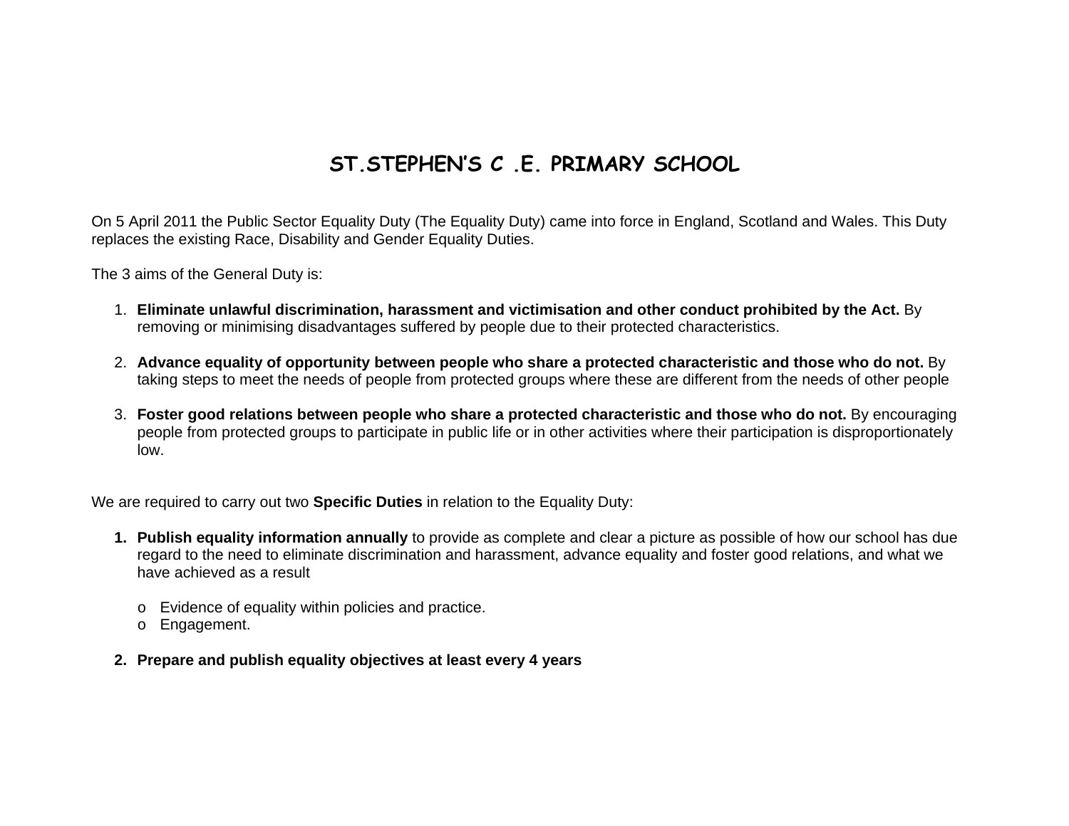# ST.STEPHEN'S C .E. PRIMARY SCHOOL

On 5 April 2011 the Public Sector Equality Duty (The Equality Duty) came into force in England, Scotland and Wales. This Duty replaces the existing Race, Disability and Gender Equality Duties.

The 3 aims of the General Duty is:

1. **Eliminate unlawful discrimination, harassment and victimisation and other conduct prohibited by the Act.** By removing or minimising disadvantages suffered by people due to their protected characteristics.

2. **Advance equality of opportunity between people who share a protected characteristic and those who do not.** By taking steps to meet the needs of people from protected groups where these are different from the needs of other people

3. **Foster good relations between people who share a protected characteristic and those who do not.** By encouraging people from protected groups to participate in public life or in other activities where their participation is disproportionately low.

We are required to carry out two **Specific Duties** in relation to the Equality Duty:

1. **Publish equality information annually** to provide as complete and clear a picture as possible of how our school has due regard to the need to eliminate discrimination and harassment, advance equality and foster good relations, and what we have achieved as a result

   - Evidence of equality within policies and practice.
   - Engagement.

2. **Prepare and publish equality objectives at least every 4 years**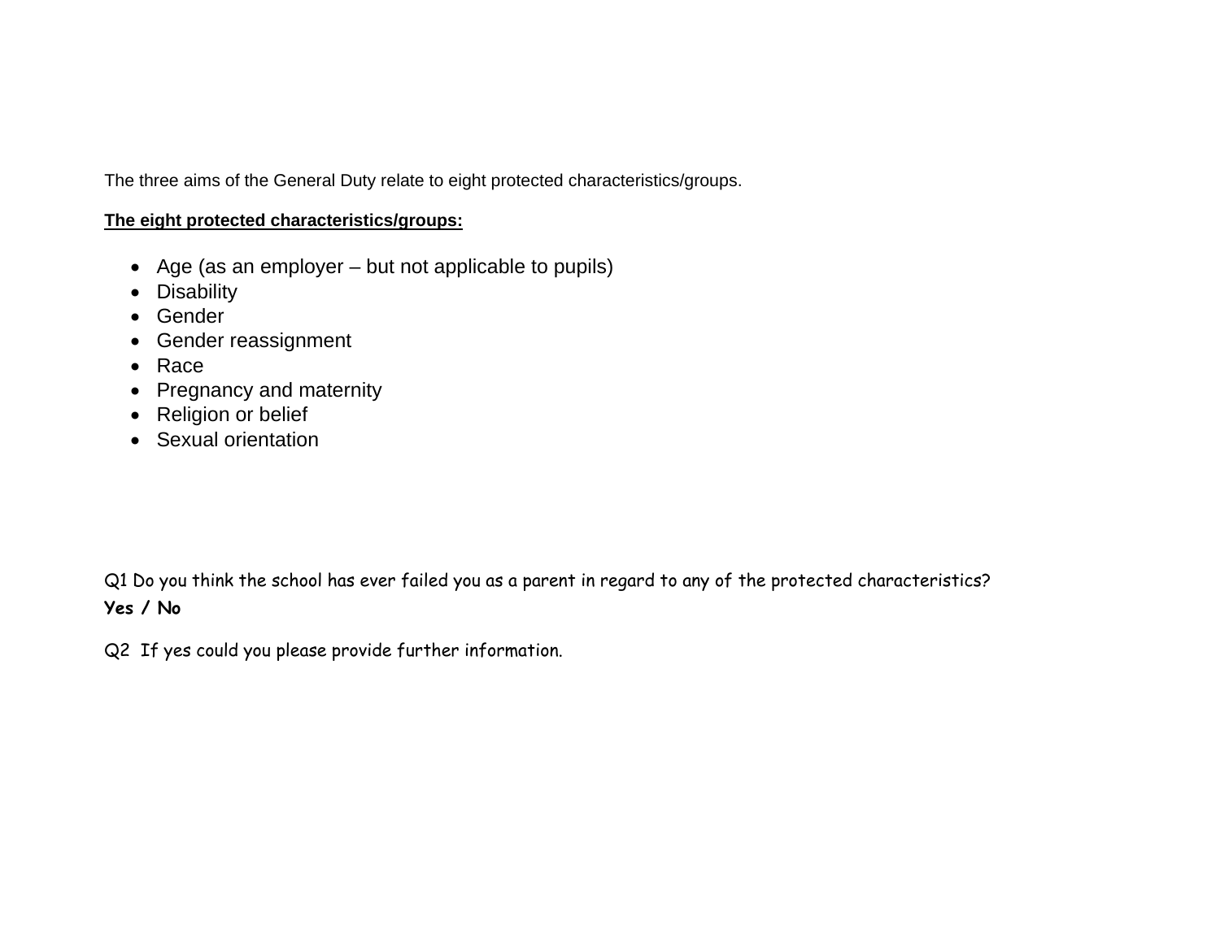The three aims of the General Duty relate to eight protected characteristics/groups.

**The eight protected characteristics/groups:**

- Age (as an employer – but not applicable to pupils)
- Disability
- Gender
- Gender reassignment
- Race
- Pregnancy and maternity
- Religion or belief
- Sexual orientation

Q1 Do you think the school has ever failed you as a parent in regard to any of the protected characteristics?

**Yes / No**

Q2 If yes could you please provide further information.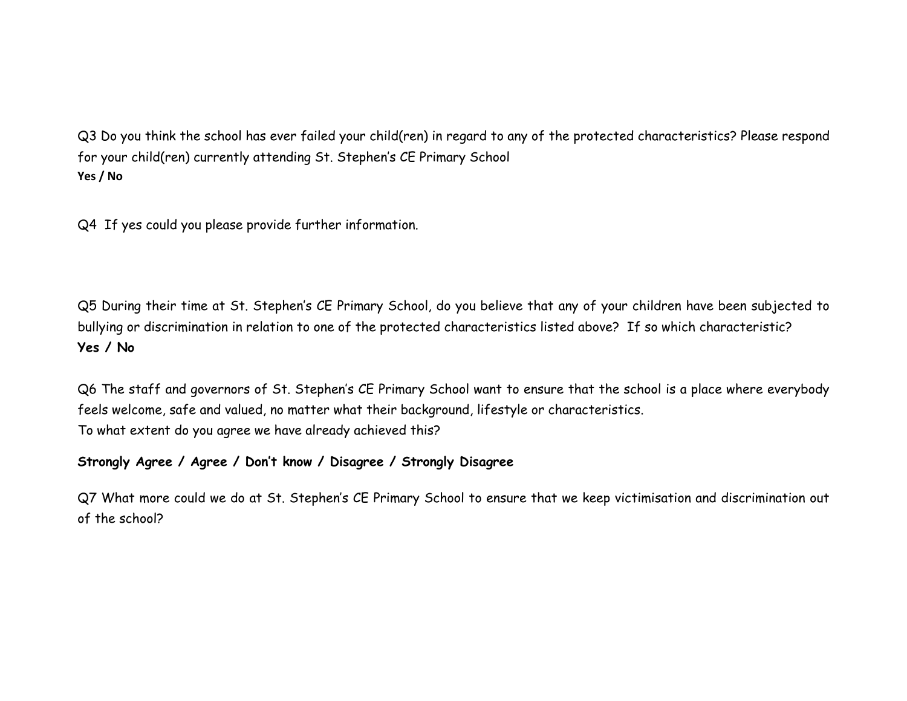Q3 Do you think the school has ever failed your child(ren) in regard to any of the protected characteristics? Please respond for your child(ren) currently attending St. Stephen's CE Primary School

**Yes / No**

Q4 If yes could you please provide further information.

Q5 During their time at St. Stephen's CE Primary School, do you believe that any of your children have been subjected to bullying or discrimination in relation to one of the protected characteristics listed above? If so which characteristic?

**Yes / No**

Q6 The staff and governors of St. Stephen's CE Primary School want to ensure that the school is a place where everybody feels welcome, safe and valued, no matter what their background, lifestyle or characteristics.

To what extent do you agree we have already achieved this?

**Strongly Agree / Agree / Don't know / Disagree / Strongly Disagree**

Q7 What more could we do at St. Stephen's CE Primary School to ensure that we keep victimisation and discrimination out of the school?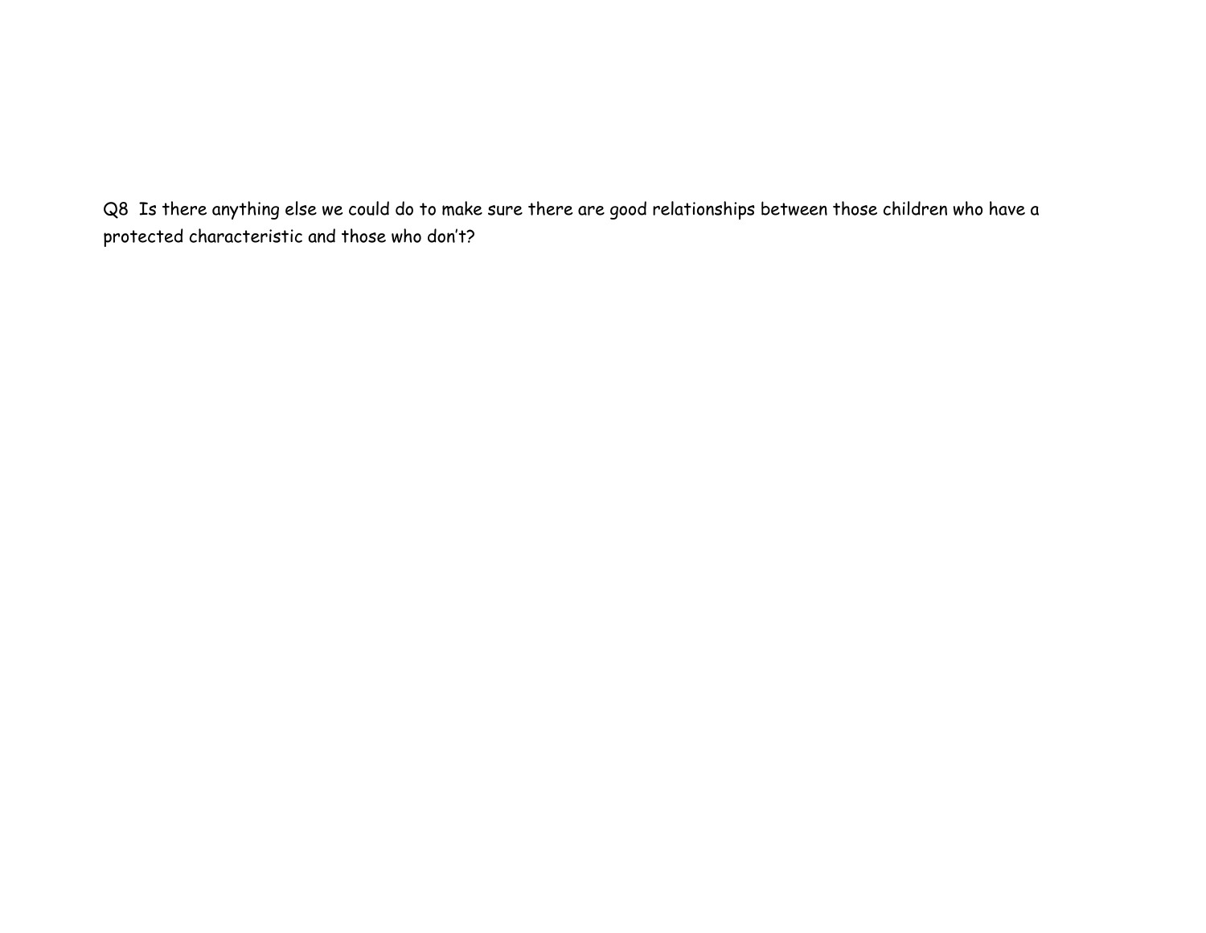Q8 Is there anything else we could do to make sure there are good relationships between those children who have a protected characteristic and those who don't?